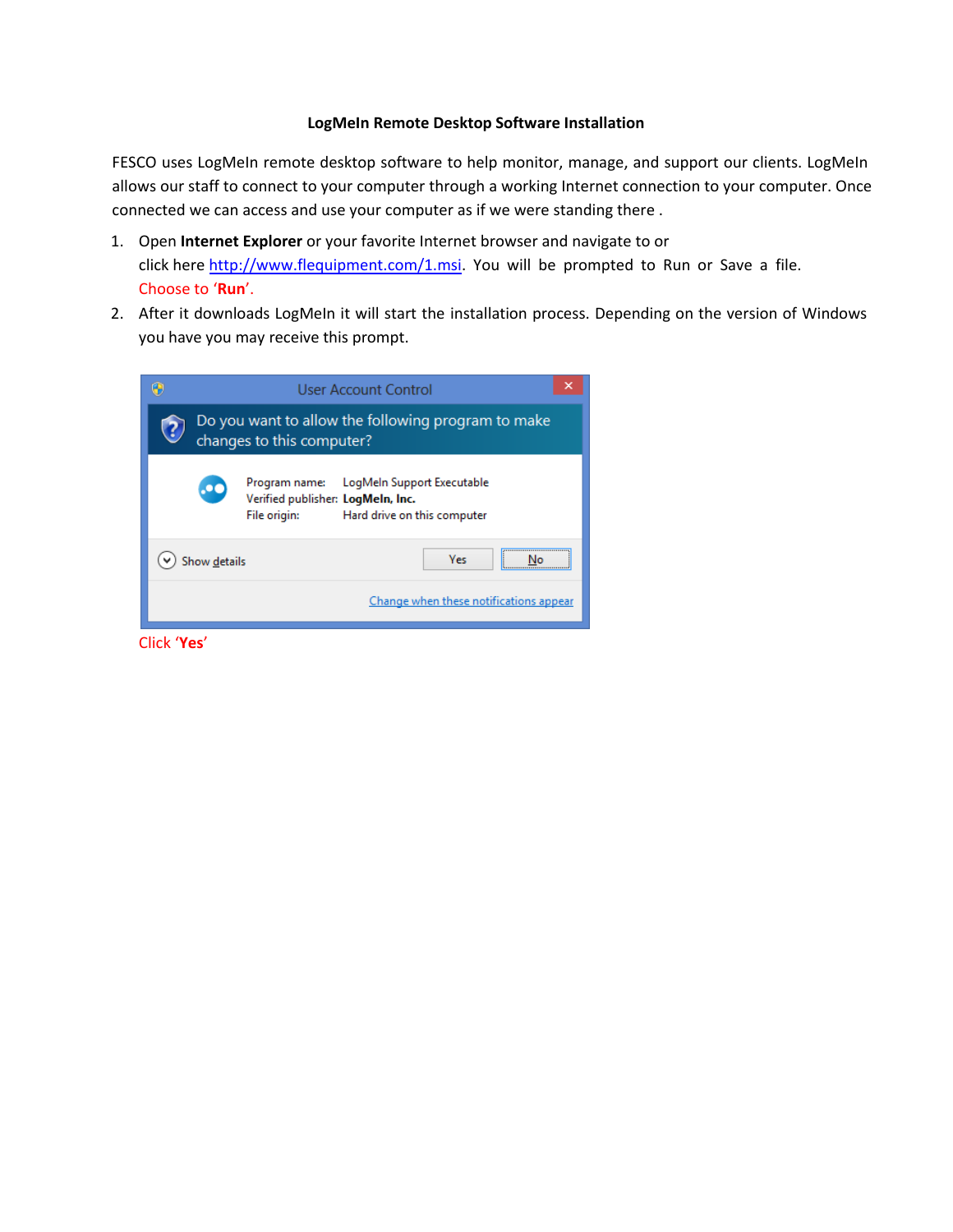**LogMeIn Remote Desktop Software Installation**

FESCO uses LogMeIn remote desktop software to help monitor, manage, and support our clients. LogMeIn allows our staff to connect to your computer through a working Internet connection to your computer. Once connected we can access and use your computer as if we were standing there .

1. Open **Internet Explorer** or your favorite Internet browser and navigate to or click here [http://www.flequipment.com/1.msi](http://www.flequipment.com/1.msi). You will be prompted to Run or Save a file. Choose to ‘**Run**’.
2. After it downloads LogMeIn it will start the installation process. Depending on the version of Windows you have you may receive this prompt.

   Click ‘**Yes**’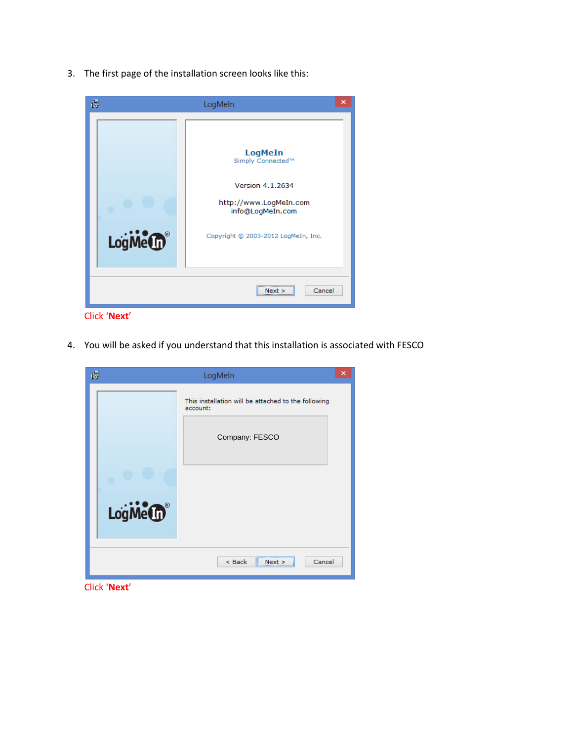3. The first page of the installation screen looks like this:

Click '**Next**'

4. You will be asked if you understand that this installation is associated with FESCO

Click '**Next**'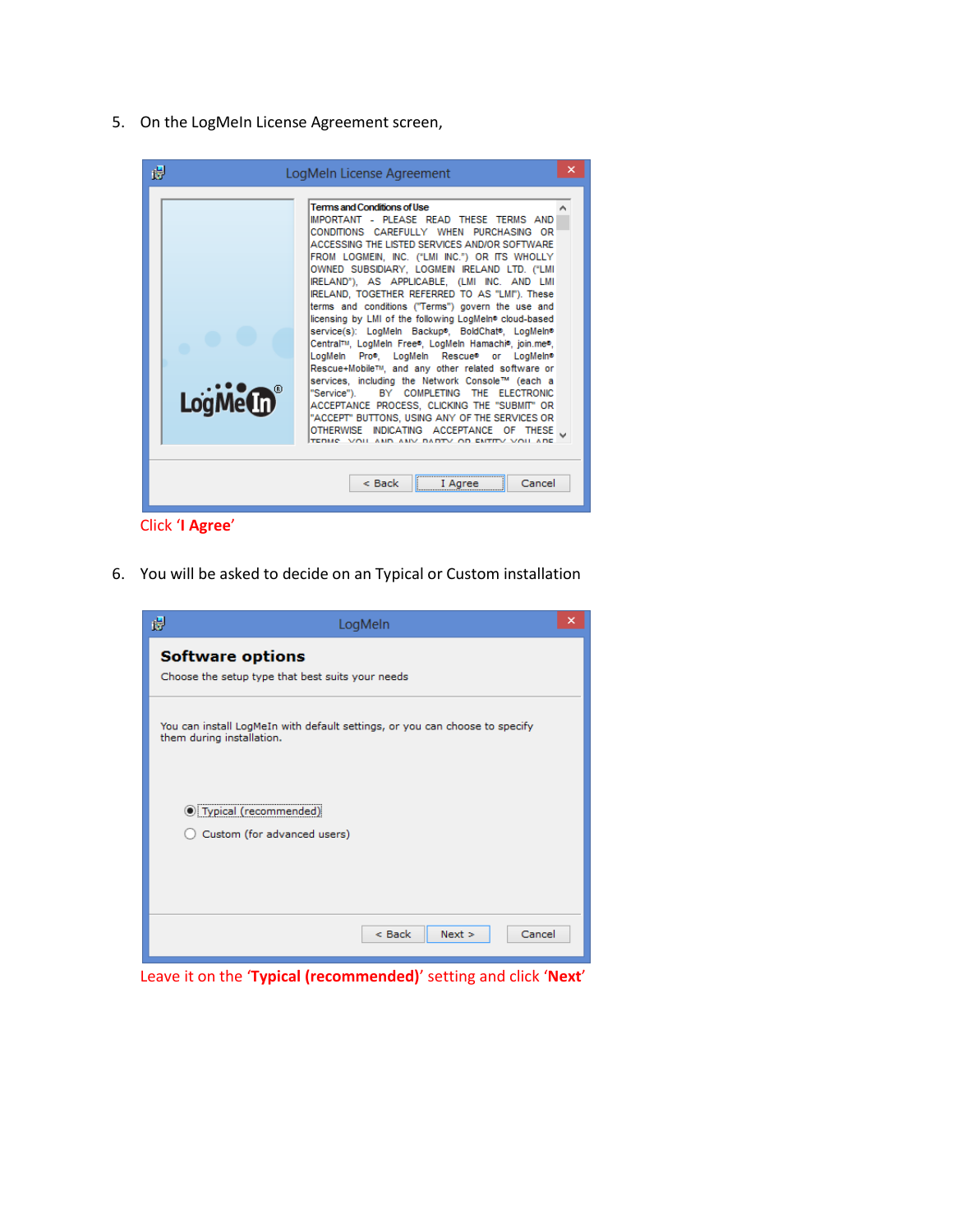5. On the LogMeIn License Agreement screen,

Click '**I Agree**'

6. You will be asked to decide on an Typical or Custom installation

Leave it on the '**Typical (recommended)**' setting and click '**Next**'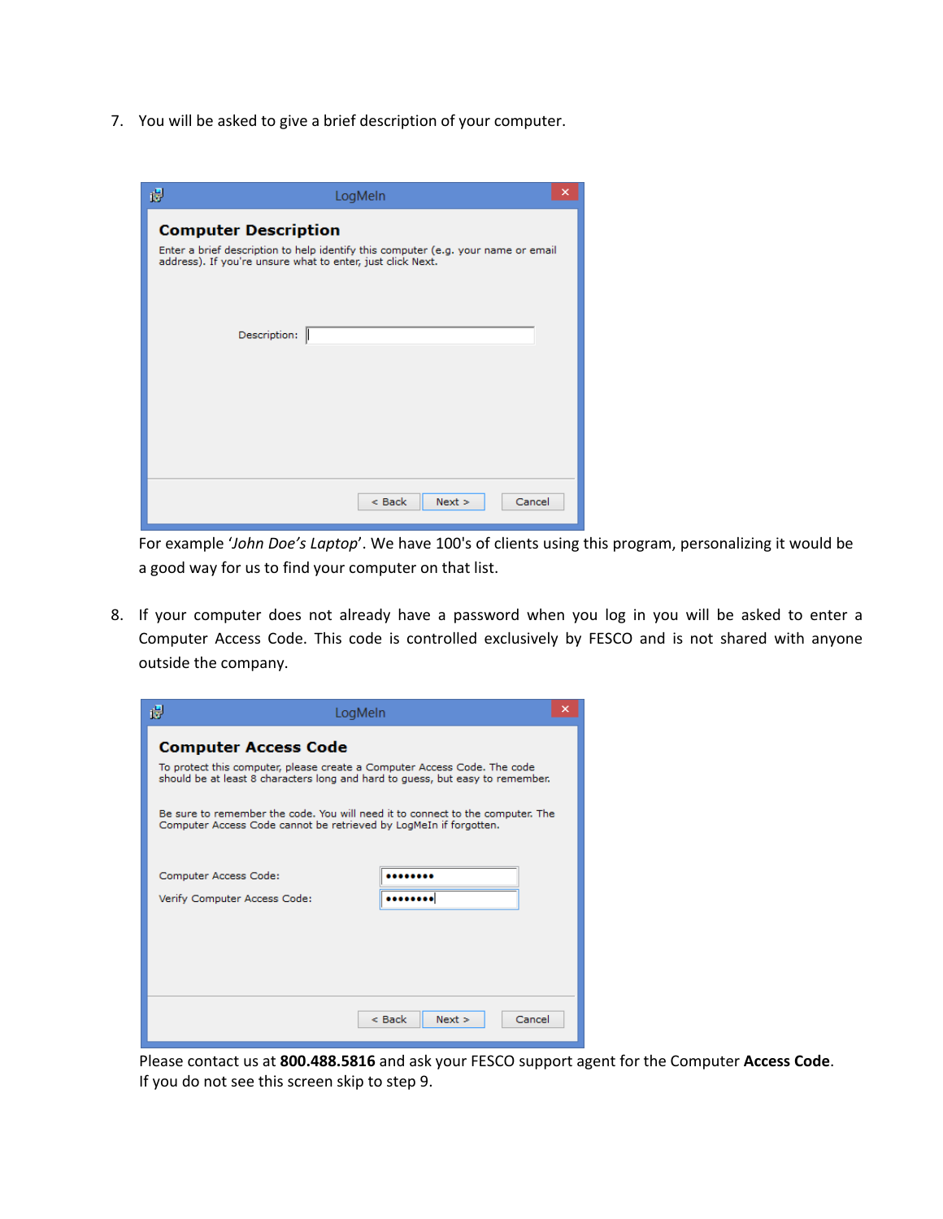7. You will be asked to give a brief description of your computer.

   LogMeIn

   **Computer Description**

   Enter a brief description to help identify this computer (e.g. your name or email address). If you're unsure what to enter, just click Next.

   Description:

   < Back | Next > | Cancel

   For example '*John Doe's Laptop*'. We have 100's of clients using this program, personalizing it would be a good way for us to find your computer on that list.

8. If your computer does not already have a password when you log in you will be asked to enter a Computer Access Code. This code is controlled exclusively by FESCO and is not shared with anyone outside the company.

   LogMeIn

   **Computer Access Code**

   To protect this computer, please create a Computer Access Code. The code should be at least 8 characters long and hard to guess, but easy to remember.

   Be sure to remember the code. You will need it to connect to the computer. The Computer Access Code cannot be retrieved by LogMeIn if forgotten.

   Computer Access Code: ••••••••

   Verify Computer Access Code: ••••••••

   < Back | Next > | Cancel

   Please contact us at **800.488.5816** and ask your FESCO support agent for the Computer **Access Code**.
   If you do not see this screen skip to step 9.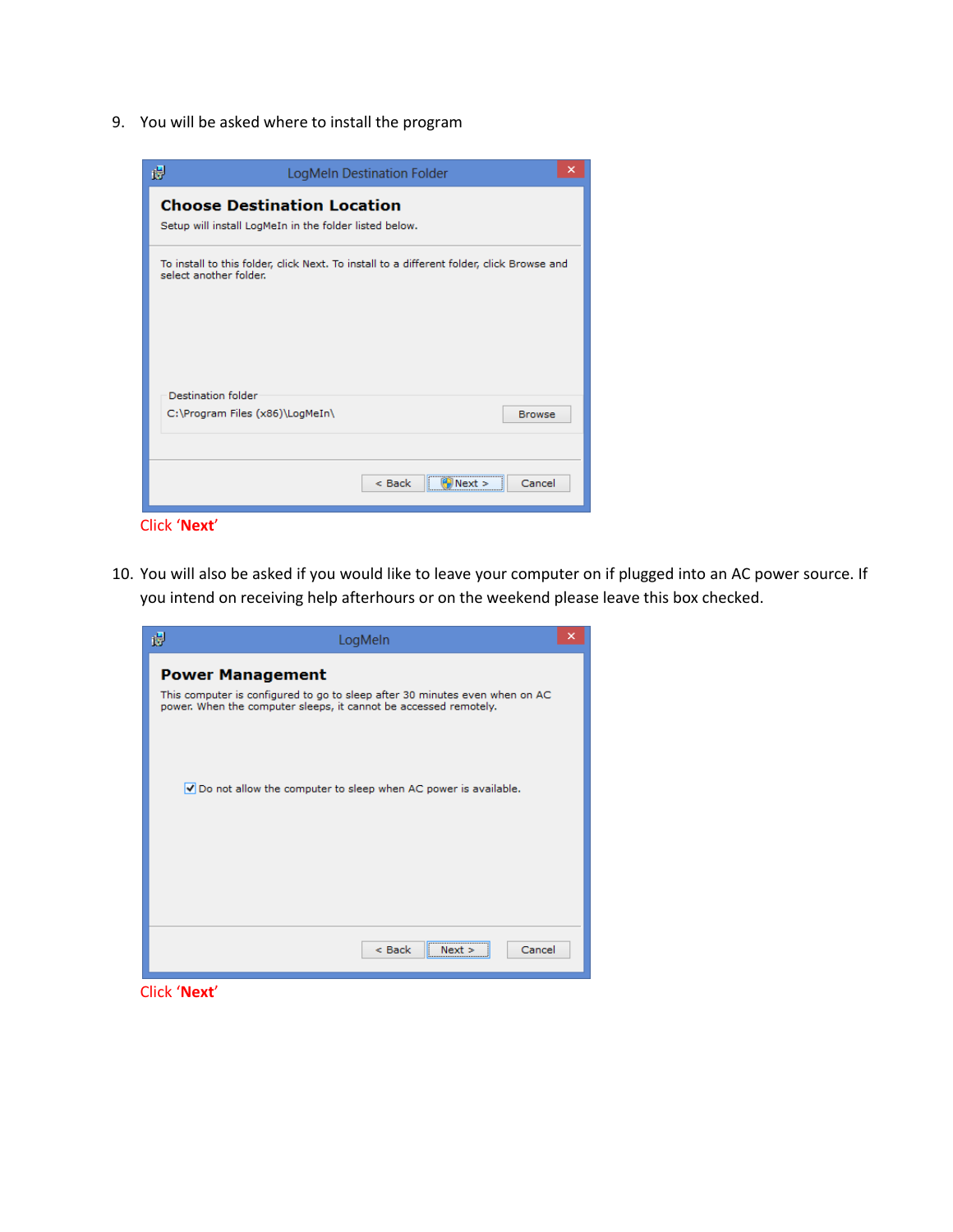9. You will be asked where to install the program

Click ‘**Next**’

10. You will also be asked if you would like to leave your computer on if plugged into an AC power source. If you intend on receiving help afterhours or on the weekend please leave this box checked.

Click ‘**Next**’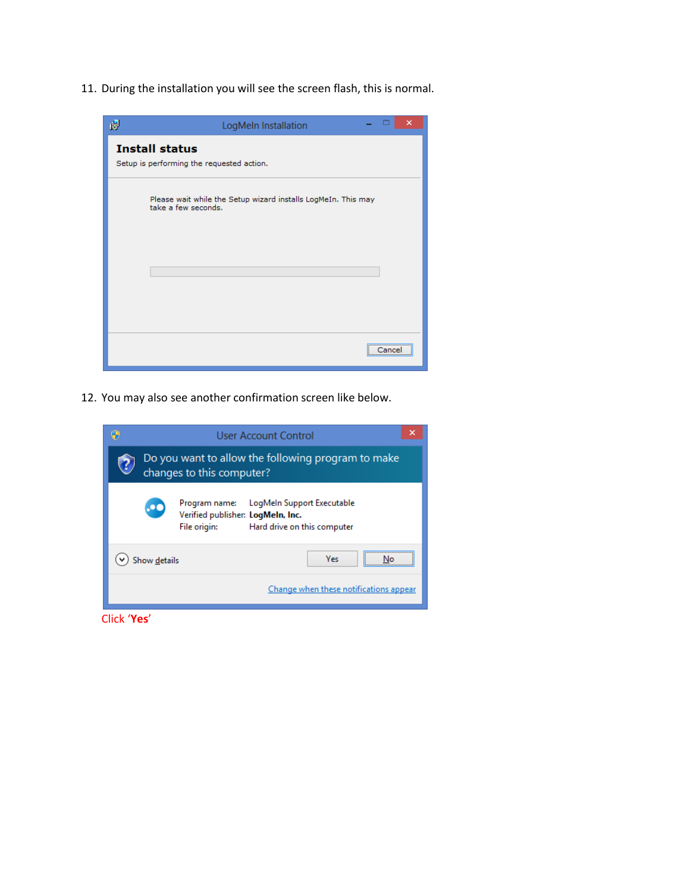11. During the installation you will see the screen flash, this is normal.

12. You may also see another confirmation screen like below.

Click '**Yes**'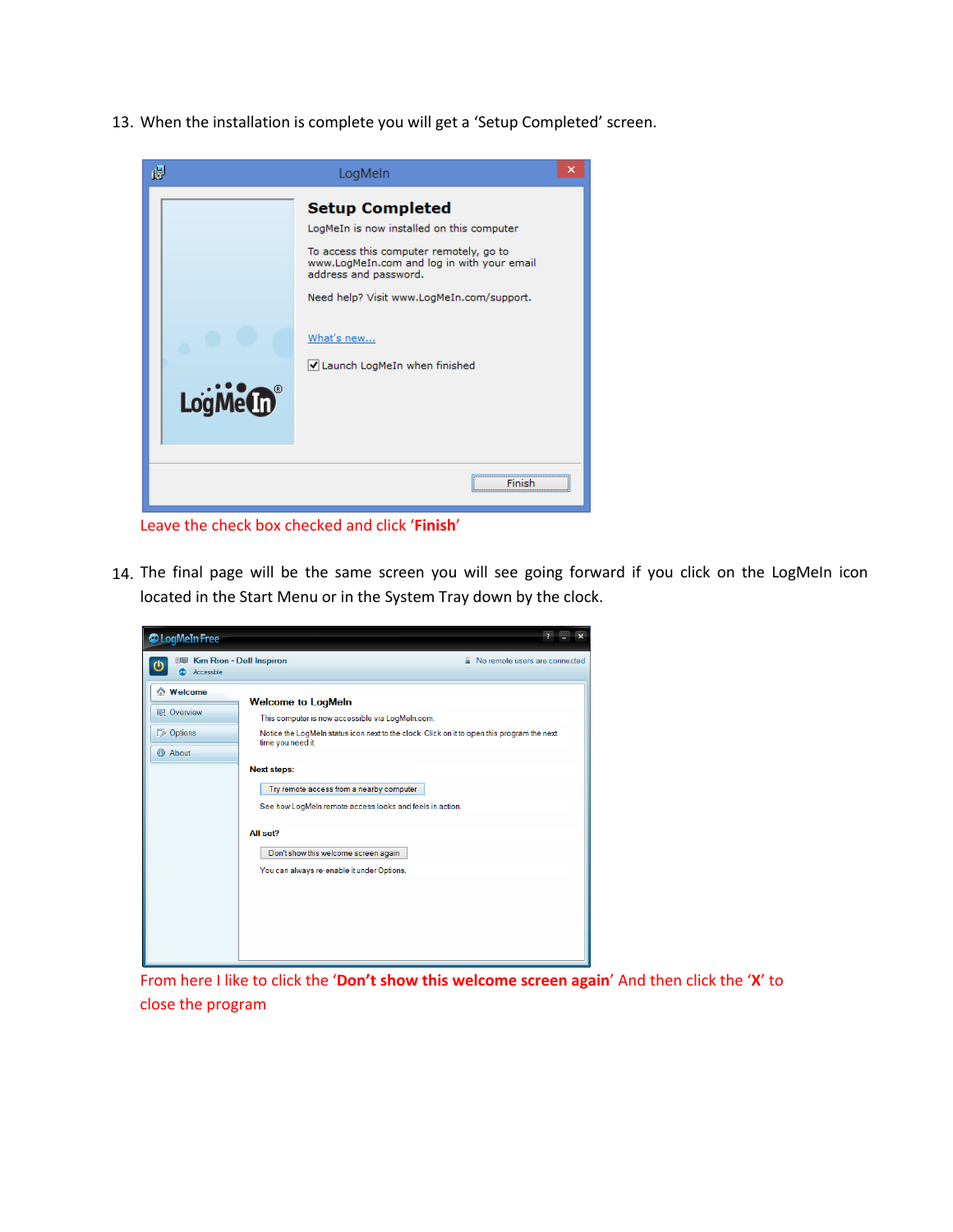13. When the installation is complete you will get a 'Setup Completed' screen.

Leave the check box checked and click '**Finish**'

14. The final page will be the same screen you will see going forward if you click on the LogMeIn icon located in the Start Menu or in the System Tray down by the clock.

From here I like to click the '**Don't show this welcome screen again**' And then click the '**X**' to close the program